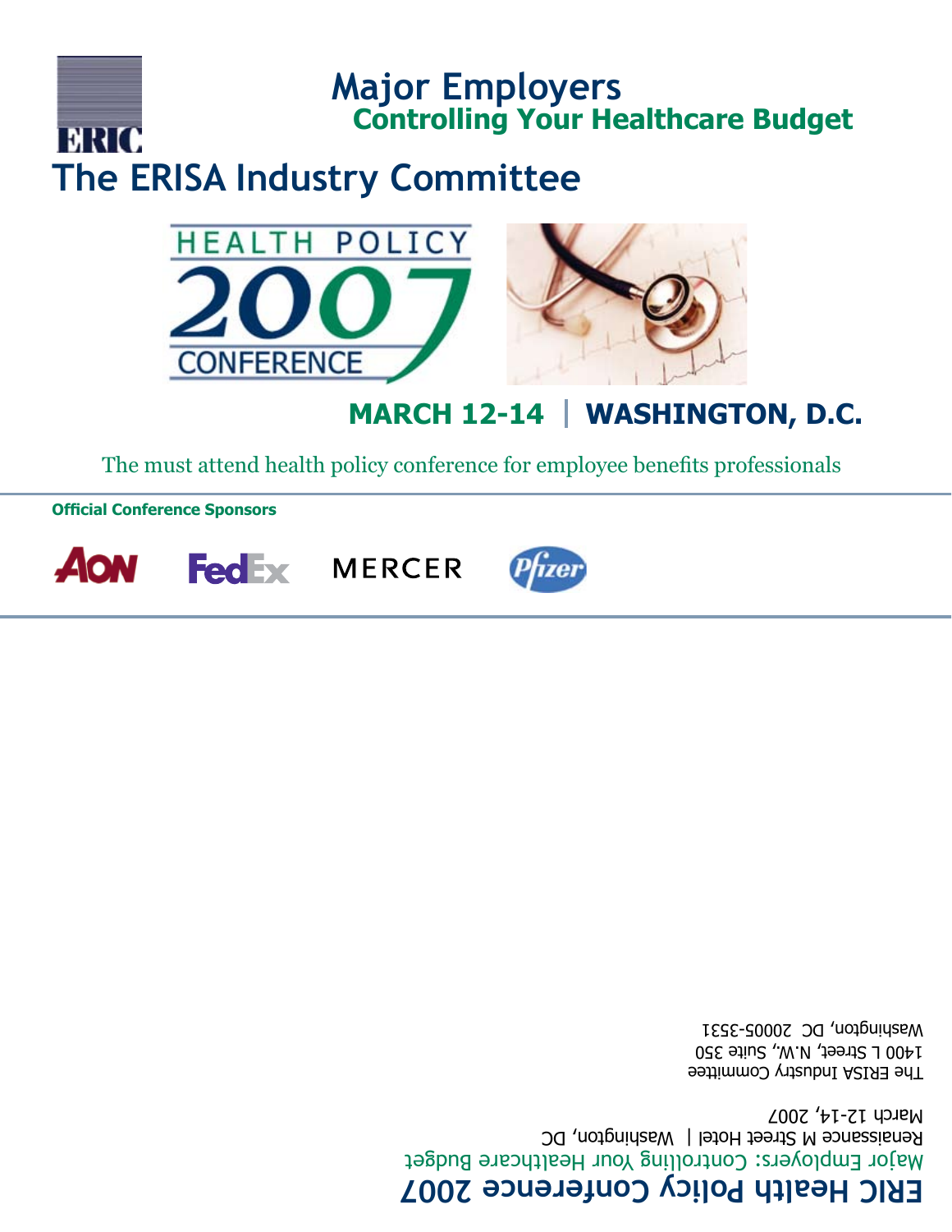ERIC

# Major Employers

## Controlling Your Healthcare Budget

# The ERISA Industry Committee

HEALTH POLICY 2007 CONFERENCE

## MARCH 12-14 | WASHINGTON, D.C.

The must attend health policy conference for employee benefits professionals

**Official Conference Sponsors**

AON FedEx MERCER Pfizer

**ERIC Health Policy Conference 2007**

Major Employers: Controlling Your Healthcare Budget

Renaissance M Street Hotel | Washington, DC

March 12-14, 2007

The ERISA Industry Committee
1400 L Street, N.W., Suite 350
Washington, DC 20005-3531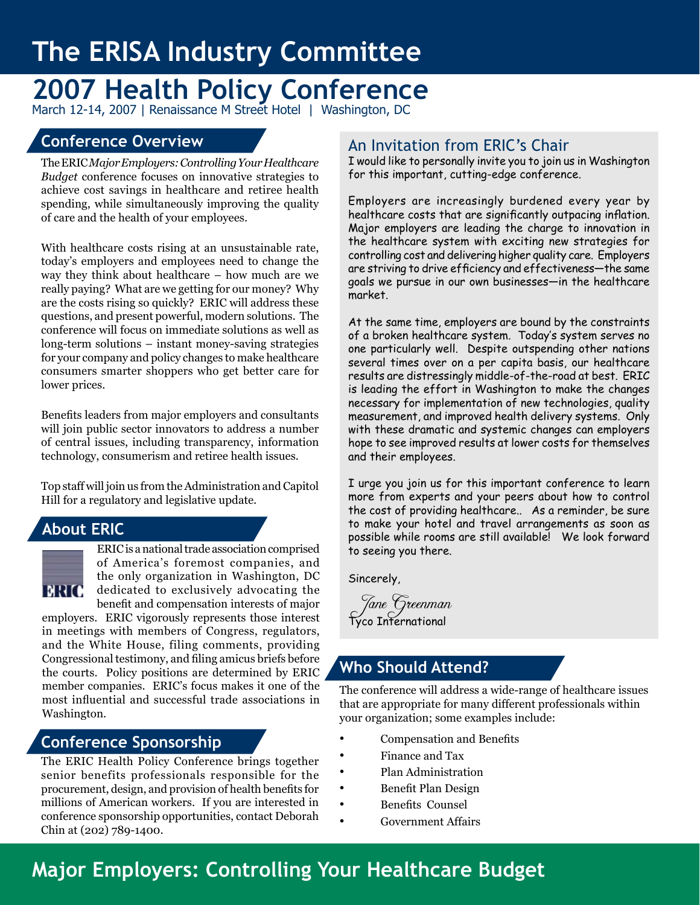# The ERISA Industry Committee

# 2007 Health Policy Conference

March 12-14, 2007 | Renaissance M Street Hotel | Washington, DC

## Conference Overview

The ERIC *Major Employers: Controlling Your Healthcare Budget* conference focuses on innovative strategies to achieve cost savings in healthcare and retiree health spending, while simultaneously improving the quality of care and the health of your employees.

With healthcare costs rising at an unsustainable rate, today's employers and employees need to change the way they think about healthcare – how much are we really paying? What are we getting for our money? Why are the costs rising so quickly? ERIC will address these questions, and present powerful, modern solutions. The conference will focus on immediate solutions as well as long-term solutions – instant money-saving strategies for your company and policy changes to make healthcare consumers smarter shoppers who get better care for lower prices.

Benefits leaders from major employers and consultants will join public sector innovators to address a number of central issues, including transparency, information technology, consumerism and retiree health issues.

Top staff will join us from the Administration and Capitol Hill for a regulatory and legislative update.

## About ERIC

ERIC is a national trade association comprised of America's foremost companies, and the only organization in Washington, DC dedicated to exclusively advocating the benefit and compensation interests of major employers. ERIC vigorously represents those interest in meetings with members of Congress, regulators, and the White House, filing comments, providing Congressional testimony, and filing amicus briefs before the courts. Policy positions are determined by ERIC member companies. ERIC's focus makes it one of the most influential and successful trade associations in Washington.

## Conference Sponsorship

The ERIC Health Policy Conference brings together senior benefits professionals responsible for the procurement, design, and provision of health benefits for millions of American workers. If you are interested in conference sponsorship opportunities, contact Deborah Chin at (202) 789-1400.

## An Invitation from ERIC's Chair

I would like to personally invite you to join us in Washington for this important, cutting-edge conference.

Employers are increasingly burdened every year by healthcare costs that are significantly outpacing inflation. Major employers are leading the charge to innovation in the healthcare system with exciting new strategies for controlling cost and delivering higher quality care. Employers are striving to drive efficiency and effectiveness—the same goals we pursue in our own businesses—in the healthcare market.

At the same time, employers are bound by the constraints of a broken healthcare system. Today's system serves no one particularly well. Despite outspending other nations several times over on a per capita basis, our healthcare results are distressingly middle-of-the-road at best. ERIC is leading the effort in Washington to make the changes necessary for implementation of new technologies, quality measurement, and improved health delivery systems. Only with these dramatic and systemic changes can employers hope to see improved results at lower costs for themselves and their employees.

I urge you join us for this important conference to learn more from experts and your peers about how to control the cost of providing healthcare.. As a reminder, be sure to make your hotel and travel arrangements as soon as possible while rooms are still available! We look forward to seeing you there.

Sincerely,

*Jane Greenman*
Tyco International

## Who Should Attend?

The conference will address a wide-range of healthcare issues that are appropriate for many different professionals within your organization; some examples include:

- Compensation and Benefits
- Finance and Tax
- Plan Administration
- Benefit Plan Design
- Benefits Counsel
- Government Affairs

## Major Employers: Controlling Your Healthcare Budget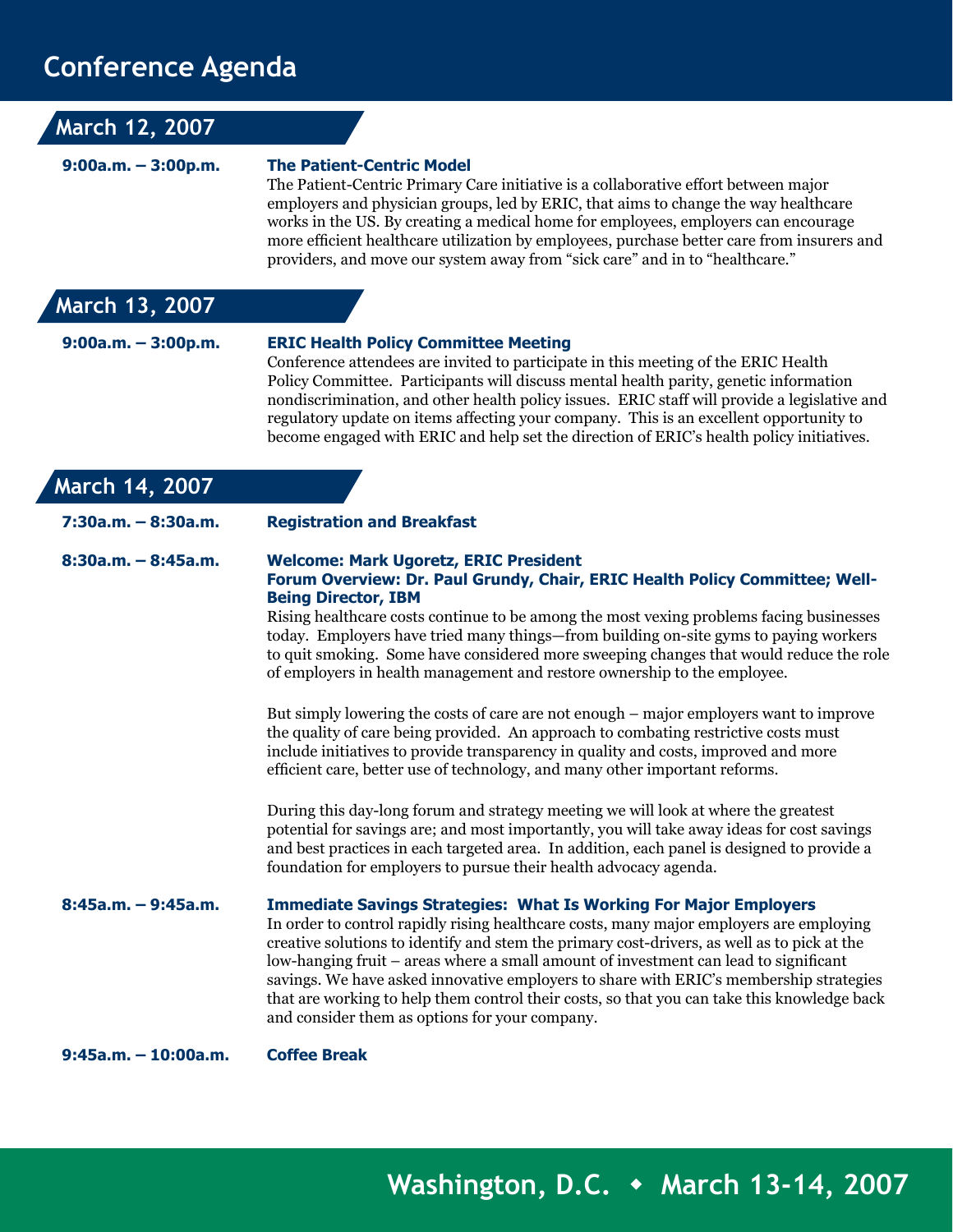# Conference Agenda

## March 12, 2007

**9:00a.m. – 3:00p.m.** **The Patient-Centric Model**

The Patient-Centric Primary Care initiative is a collaborative effort between major employers and physician groups, led by ERIC, that aims to change the way healthcare works in the US. By creating a medical home for employees, employers can encourage more efficient healthcare utilization by employees, purchase better care from insurers and providers, and move our system away from "sick care" and in to "healthcare."

## March 13, 2007

**9:00a.m. – 3:00p.m.** **ERIC Health Policy Committee Meeting**

Conference attendees are invited to participate in this meeting of the ERIC Health Policy Committee. Participants will discuss mental health parity, genetic information nondiscrimination, and other health policy issues. ERIC staff will provide a legislative and regulatory update on items affecting your company. This is an excellent opportunity to become engaged with ERIC and help set the direction of ERIC's health policy initiatives.

## March 14, 2007

**7:30a.m. – 8:30a.m.** **Registration and Breakfast**

**8:30a.m. – 8:45a.m.** **Welcome: Mark Ugoretz, ERIC President**

**Forum Overview: Dr. Paul Grundy, Chair, ERIC Health Policy Committee; Well-Being Director, IBM**

Rising healthcare costs continue to be among the most vexing problems facing businesses today. Employers have tried many things—from building on-site gyms to paying workers to quit smoking. Some have considered more sweeping changes that would reduce the role of employers in health management and restore ownership to the employee.

But simply lowering the costs of care are not enough – major employers want to improve the quality of care being provided. An approach to combating restrictive costs must include initiatives to provide transparency in quality and costs, improved and more efficient care, better use of technology, and many other important reforms.

During this day-long forum and strategy meeting we will look at where the greatest potential for savings are; and most importantly, you will take away ideas for cost savings and best practices in each targeted area. In addition, each panel is designed to provide a foundation for employers to pursue their health advocacy agenda.

**8:45a.m. – 9:45a.m.** **Immediate Savings Strategies: What Is Working For Major Employers**

In order to control rapidly rising healthcare costs, many major employers are employing creative solutions to identify and stem the primary cost-drivers, as well as to pick at the low-hanging fruit – areas where a small amount of investment can lead to significant savings. We have asked innovative employers to share with ERIC's membership strategies that are working to help them control their costs, so that you can take this knowledge back and consider them as options for your company.

**9:45a.m. – 10:00a.m.** **Coffee Break**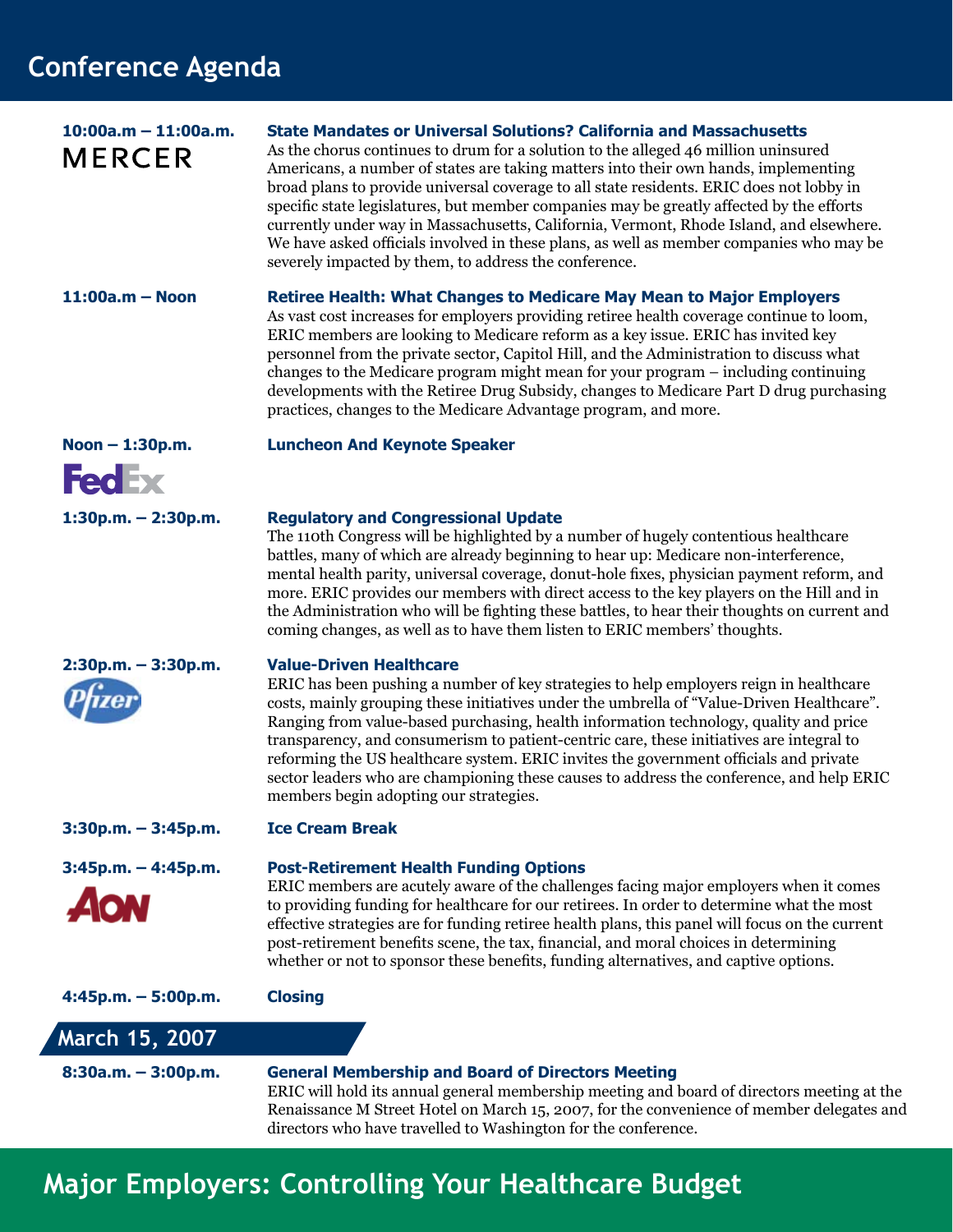# Conference Agenda

**10:00a.m – 11:00a.m.**

MERCER

### State Mandates or Universal Solutions? California and Massachusetts

As the chorus continues to drum for a solution to the alleged 46 million uninsured Americans, a number of states are taking matters into their own hands, implementing broad plans to provide universal coverage to all state residents. ERIC does not lobby in specific state legislatures, but member companies may be greatly affected by the efforts currently under way in Massachusetts, California, Vermont, Rhode Island, and elsewhere. We have asked officials involved in these plans, as well as member companies who may be severely impacted by them, to address the conference.

**11:00a.m – Noon**

### Retiree Health: What Changes to Medicare May Mean to Major Employers

As vast cost increases for employers providing retiree health coverage continue to loom, ERIC members are looking to Medicare reform as a key issue. ERIC has invited key personnel from the private sector, Capitol Hill, and the Administration to discuss what changes to the Medicare program might mean for your program – including continuing developments with the Retiree Drug Subsidy, changes to Medicare Part D drug purchasing practices, changes to the Medicare Advantage program, and more.

**Noon – 1:30p.m.**

FedEx

### Luncheon And Keynote Speaker

**1:30p.m. – 2:30p.m.**

### Regulatory and Congressional Update

The 110th Congress will be highlighted by a number of hugely contentious healthcare battles, many of which are already beginning to hear up: Medicare non-interference, mental health parity, universal coverage, donut-hole fixes, physician payment reform, and more. ERIC provides our members with direct access to the key players on the Hill and in the Administration who will be fighting these battles, to hear their thoughts on current and coming changes, as well as to have them listen to ERIC members' thoughts.

**2:30p.m. – 3:30p.m.**

Pfizer

### Value-Driven Healthcare

ERIC has been pushing a number of key strategies to help employers reign in healthcare costs, mainly grouping these initiatives under the umbrella of "Value-Driven Healthcare". Ranging from value-based purchasing, health information technology, quality and price transparency, and consumerism to patient-centric care, these initiatives are integral to reforming the US healthcare system. ERIC invites the government officials and private sector leaders who are championing these causes to address the conference, and help ERIC members begin adopting our strategies.

**3:30p.m. – 3:45p.m.**

### Ice Cream Break

**3:45p.m. – 4:45p.m.**

AON

### Post-Retirement Health Funding Options

ERIC members are acutely aware of the challenges facing major employers when it comes to providing funding for healthcare for our retirees. In order to determine what the most effective strategies are for funding retiree health plans, this panel will focus on the current post-retirement benefits scene, the tax, financial, and moral choices in determining whether or not to sponsor these benefits, funding alternatives, and captive options.

**4:45p.m. – 5:00p.m.**

### Closing

## March 15, 2007

**8:30a.m. – 3:00p.m.**

### General Membership and Board of Directors Meeting

ERIC will hold its annual general membership meeting and board of directors meeting at the Renaissance M Street Hotel on March 15, 2007, for the convenience of member delegates and directors who have travelled to Washington for the conference.

## Major Employers: Controlling Your Healthcare Budget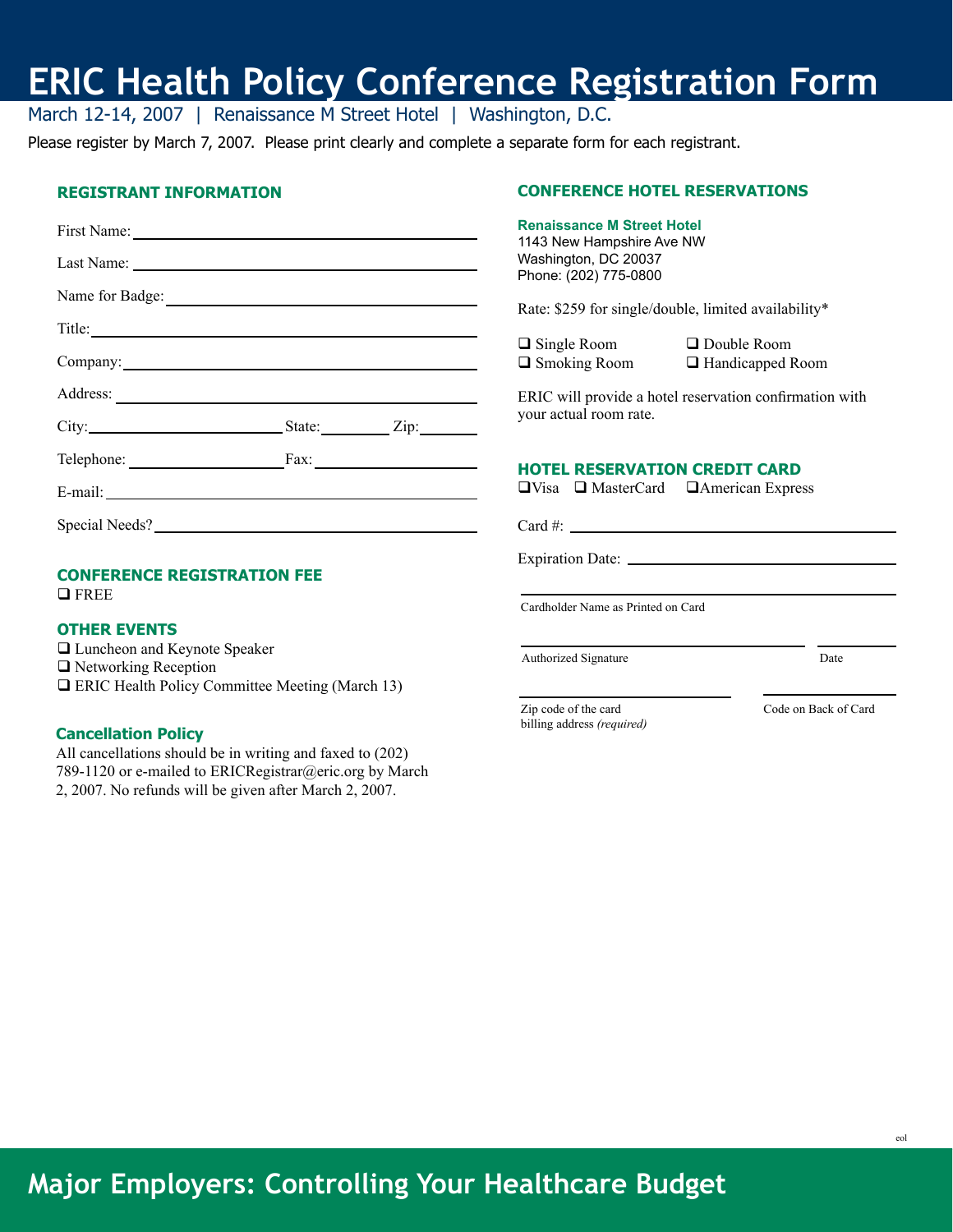# ERIC Health Policy Conference Registration Form

March 12-14, 2007 | Renaissance M Street Hotel | Washington, D.C.

Please register by March 7, 2007. Please print clearly and complete a separate form for each registrant.

## REGISTRANT INFORMATION

First Name: ______________________________

Last Name: ______________________________

Name for Badge: ______________________________

Title: ______________________________

Company: ______________________________

Address: ______________________________

City: ____________ State: ________ Zip: ________

Telephone: ____________ Fax: ____________

E-mail: ______________________________

Special Needs? ______________________________

## CONFERENCE REGISTRATION FEE

❑ FREE

## OTHER EVENTS

❑ Luncheon and Keynote Speaker
❑ Networking Reception
❑ ERIC Health Policy Committee Meeting (March 13)

## Cancellation Policy

All cancellations should be in writing and faxed to (202) 789-1120 or e-mailed to ERICRegistrar@eric.org by March 2, 2007. No refunds will be given after March 2, 2007.

## CONFERENCE HOTEL RESERVATIONS

**Renaissance M Street Hotel**
1143 New Hampshire Ave NW
Washington, DC 20037
Phone: (202) 775-0800

Rate: $259 for single/double, limited availability*

❑ Single Room ❑ Double Room
❑ Smoking Room ❑ Handicapped Room

ERIC will provide a hotel reservation confirmation with your actual room rate.

## HOTEL RESERVATION CREDIT CARD

❑Visa ❑ MasterCard ❑American Express

Card #: ______________________________

Expiration Date: ______________________________

______________________________
Cardholder Name as Printed on Card

______________________________ ____________
Authorized Signature Date

______________________________ ____________
Zip code of the card billing address *(required)* Code on Back of Card

eol

**Major Employers: Controlling Your Healthcare Budget**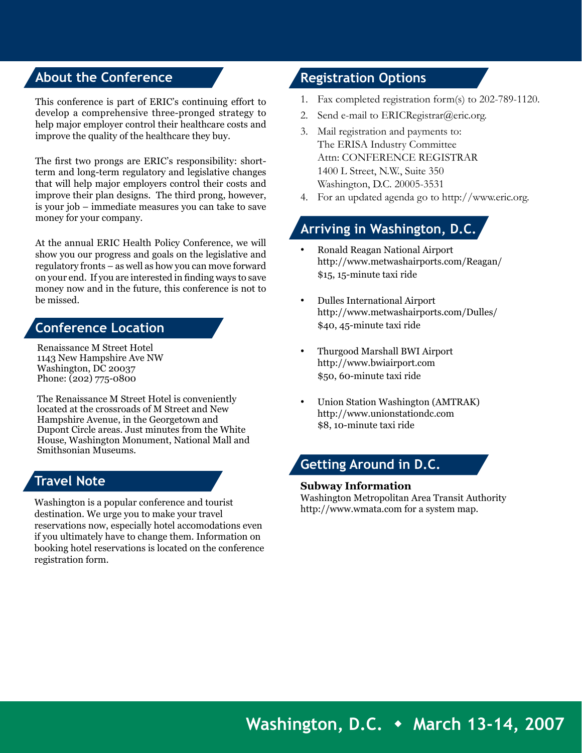## About the Conference

This conference is part of ERIC's continuing effort to develop a comprehensive three-pronged strategy to help major employer control their healthcare costs and improve the quality of the healthcare they buy.

The first two prongs are ERIC's responsibility: short-term and long-term regulatory and legislative changes that will help major employers control their costs and improve their plan designs. The third prong, however, is your job – immediate measures you can take to save money for your company.

At the annual ERIC Health Policy Conference, we will show you our progress and goals on the legislative and regulatory fronts – as well as how you can move forward on your end. If you are interested in finding ways to save money now and in the future, this conference is not to be missed.

## Conference Location

Renaissance M Street Hotel
1143 New Hampshire Ave NW
Washington, DC 20037
Phone: (202) 775-0800

The Renaissance M Street Hotel is conveniently located at the crossroads of M Street and New Hampshire Avenue, in the Georgetown and Dupont Circle areas. Just minutes from the White House, Washington Monument, National Mall and Smithsonian Museums.

## Travel Note

Washington is a popular conference and tourist destination. We urge you to make your travel reservations now, especially hotel accomodations even if you ultimately have to change them. Information on booking hotel reservations is located on the conference registration form.

## Registration Options

1. Fax completed registration form(s) to 202-789-1120.
2. Send e-mail to ERICRegistrar@eric.org.
3. Mail registration and payments to:
   The ERISA Industry Committee
   Attn: CONFERENCE REGISTRAR
   1400 L Street, N.W., Suite 350
   Washington, D.C. 20005-3531
4. For an updated agenda go to http://www.eric.org.

## Arriving in Washington, D.C.

- Ronald Reagan National Airport
  http://www.metwashairports.com/Reagan/
  $15, 15-minute taxi ride

- Dulles International Airport
  http://www.metwashairports.com/Dulles/
  $40, 45-minute taxi ride

- Thurgood Marshall BWI Airport
  http://www.bwiairport.com
  $50, 60-minute taxi ride

- Union Station Washington (AMTRAK)
  http://www.unionstationdc.com
  $8, 10-minute taxi ride

## Getting Around in D.C.

**Subway Information**
Washington Metropolitan Area Transit Authority
http://www.wmata.com for a system map.

**Washington, D.C. ◆ March 13-14, 2007**